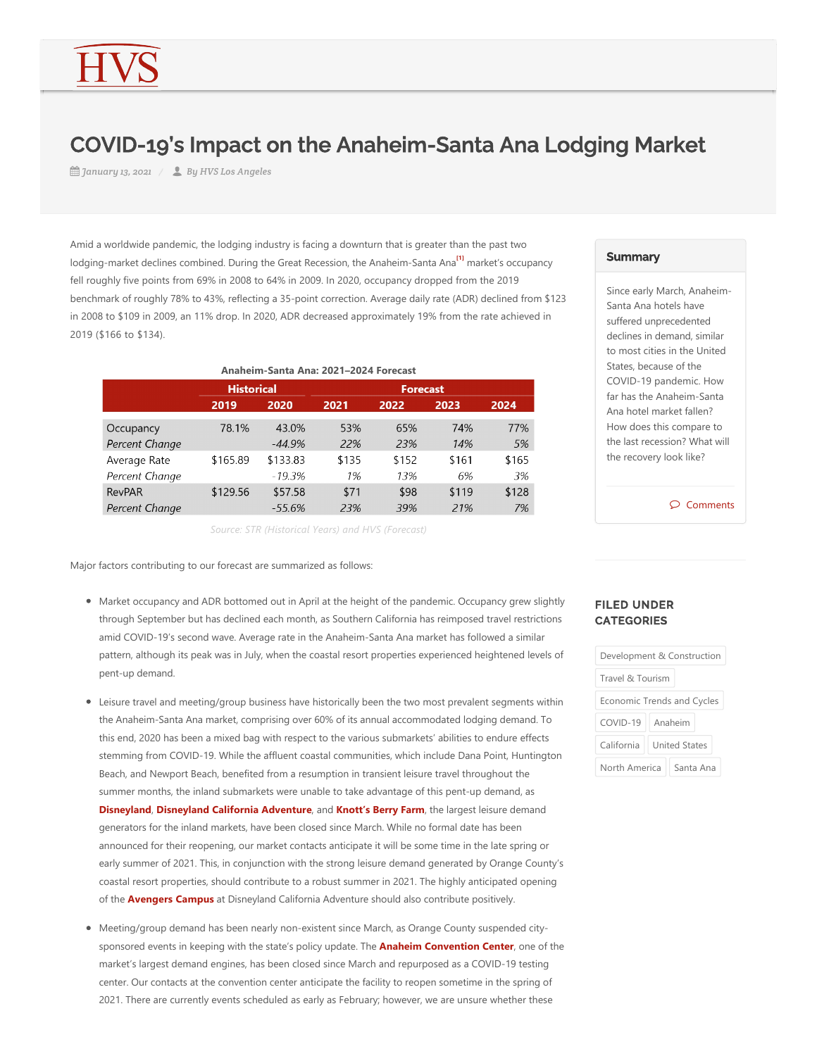# COVID-19's Impact on the Anaheim-Santa Ana Lodging Market

January 13, 2021 / By HVS Los Angeles

Amid a worldwide pandemic, the lodging industry is facing a downturn that is greater than the past two lodging-market declines combined. During the Great Recession, the Anaheim-Santa Ana[1] market's occupancy fell roughly five points from 69% in 2008 to 64% in 2009. In 2020, occupancy dropped from the 2019 benchmark of roughly 78% to 43%, reflecting a 35-point correction. Average daily rate (ADR) declined from $123 in 2008 to $109 in 2009, an 11% drop. In 2020, ADR decreased approximately 19% from the rate achieved in 2019 ($166 to $134).

**Anaheim-Santa Ana: 2021–2024 Forecast**

| | Historical | | Forecast | | | |
|---|---|---|---|---|---|---|
| | 2019 | 2020 | 2021 | 2022 | 2023 | 2024 |
| Occupancy | 78.1% | 43.0% | 53% | 65% | 74% | 77% |
| *Percent Change* | | *-44.9%* | *22%* | *23%* | *14%* | *5%* |
| Average Rate | $165.89 | $133.83 | $135 | $152 | $161 | $165 |
| *Percent Change* | | *-19.3%* | *1%* | *13%* | *6%* | *3%* |
| RevPAR | $129.56 | $57.58 | $71 | $98 | $119 | $128 |
| *Percent Change* | | *-55.6%* | *23%* | *39%* | *21%* | *7%* |

*Source: STR (Historical Years) and HVS (Forecast)*

Major factors contributing to our forecast are summarized as follows:

- Market occupancy and ADR bottomed out in April at the height of the pandemic. Occupancy grew slightly through September but has declined each month, as Southern California has reimposed travel restrictions amid COVID-19's second wave. Average rate in the Anaheim-Santa Ana market has followed a similar pattern, although its peak was in July, when the coastal resort properties experienced heightened levels of pent-up demand.

- Leisure travel and meeting/group business have historically been the two most prevalent segments within the Anaheim-Santa Ana market, comprising over 60% of its annual accommodated lodging demand. To this end, 2020 has been a mixed bag with respect to the various submarkets' abilities to endure effects stemming from COVID-19. While the affluent coastal communities, which include Dana Point, Huntington Beach, and Newport Beach, benefited from a resumption in transient leisure travel throughout the summer months, the inland submarkets were unable to take advantage of this pent-up demand, as **Disneyland**, **Disneyland California Adventure**, and **Knott's Berry Farm**, the largest leisure demand generators for the inland markets, have been closed since March. While no formal date has been announced for their reopening, our market contacts anticipate it will be some time in the late spring or early summer of 2021. This, in conjunction with the strong leisure demand generated by Orange County's coastal resort properties, should contribute to a robust summer in 2021. The highly anticipated opening of the **Avengers Campus** at Disneyland California Adventure should also contribute positively.

- Meeting/group demand has been nearly non-existent since March, as Orange County suspended city-sponsored events in keeping with the state's policy update. The **Anaheim Convention Center**, one of the market's largest demand engines, has been closed since March and repurposed as a COVID-19 testing center. Our contacts at the convention center anticipate the facility to reopen sometime in the spring of 2021. There are currently events scheduled as early as February; however, we are unsure whether these

## Summary

Since early March, Anaheim-Santa Ana hotels have suffered unprecedented declines in demand, similar to most cities in the United States, because of the COVID-19 pandemic. How far has the Anaheim-Santa Ana hotel market fallen? How does this compare to the last recession? What will the recovery look like?

Comments

## FILED UNDER CATEGORIES

Development & Construction | Travel & Tourism | Economic Trends and Cycles | COVID-19 | Anaheim | California | United States | North America | Santa Ana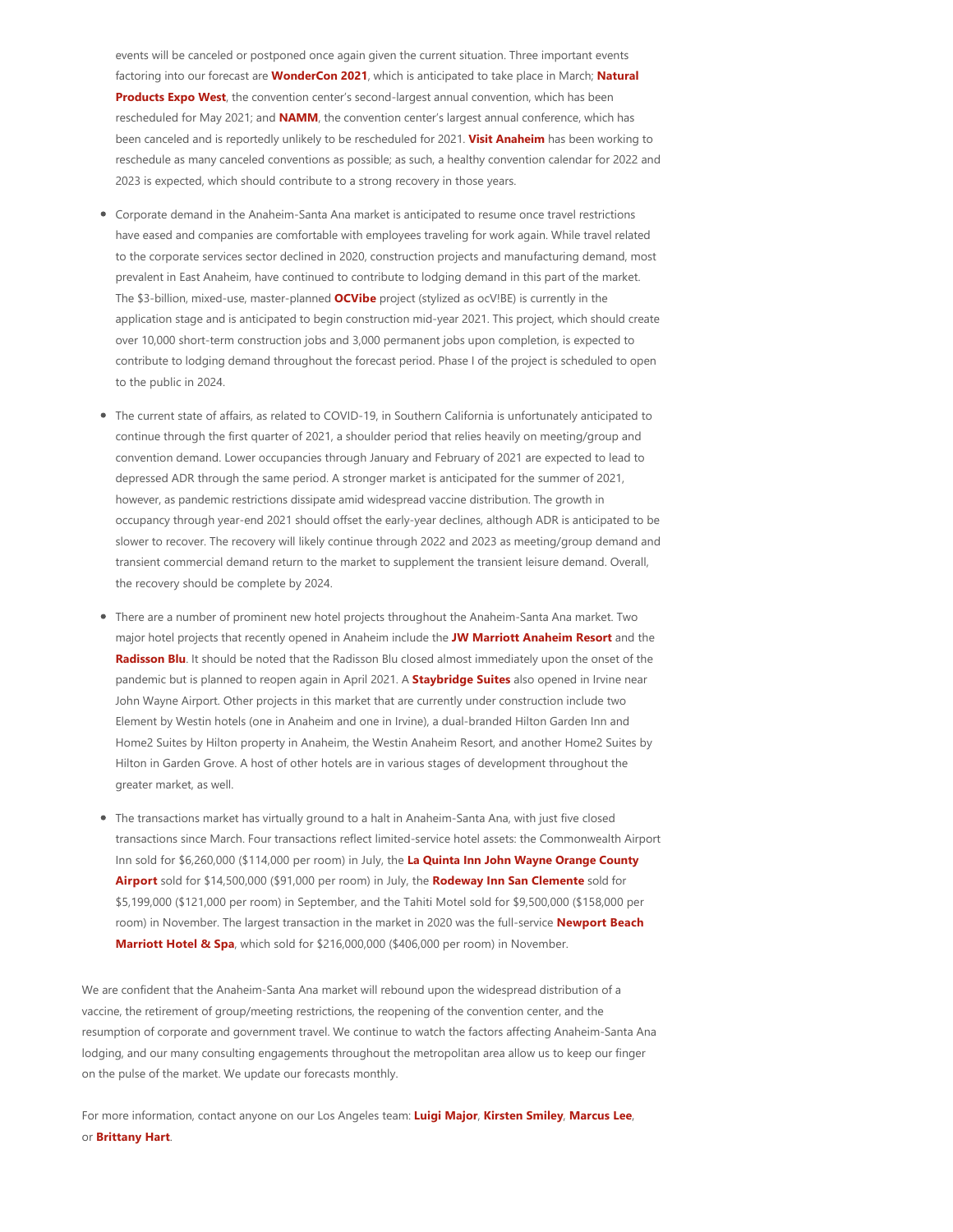events will be canceled or postponed once again given the current situation. Three important events factoring into our forecast are **WonderCon 2021**, which is anticipated to take place in March; **Natural Products Expo West**, the convention center's second-largest annual convention, which has been rescheduled for May 2021; and **NAMM**, the convention center's largest annual conference, which has been canceled and is reportedly unlikely to be rescheduled for 2021. **Visit Anaheim** has been working to reschedule as many canceled conventions as possible; as such, a healthy convention calendar for 2022 and 2023 is expected, which should contribute to a strong recovery in those years.

- Corporate demand in the Anaheim-Santa Ana market is anticipated to resume once travel restrictions have eased and companies are comfortable with employees traveling for work again. While travel related to the corporate services sector declined in 2020, construction projects and manufacturing demand, most prevalent in East Anaheim, have continued to contribute to lodging demand in this part of the market. The $3-billion, mixed-use, master-planned **OCVibe** project (stylized as ocV!BE) is currently in the application stage and is anticipated to begin construction mid-year 2021. This project, which should create over 10,000 short-term construction jobs and 3,000 permanent jobs upon completion, is expected to contribute to lodging demand throughout the forecast period. Phase I of the project is scheduled to open to the public in 2024.

- The current state of affairs, as related to COVID-19, in Southern California is unfortunately anticipated to continue through the first quarter of 2021, a shoulder period that relies heavily on meeting/group and convention demand. Lower occupancies through January and February of 2021 are expected to lead to depressed ADR through the same period. A stronger market is anticipated for the summer of 2021, however, as pandemic restrictions dissipate amid widespread vaccine distribution. The growth in occupancy through year-end 2021 should offset the early-year declines, although ADR is anticipated to be slower to recover. The recovery will likely continue through 2022 and 2023 as meeting/group demand and transient commercial demand return to the market to supplement the transient leisure demand. Overall, the recovery should be complete by 2024.

- There are a number of prominent new hotel projects throughout the Anaheim-Santa Ana market. Two major hotel projects that recently opened in Anaheim include the **JW Marriott Anaheim Resort** and the **Radisson Blu**. It should be noted that the Radisson Blu closed almost immediately upon the onset of the pandemic but is planned to reopen again in April 2021. A **Staybridge Suites** also opened in Irvine near John Wayne Airport. Other projects in this market that are currently under construction include two Element by Westin hotels (one in Anaheim and one in Irvine), a dual-branded Hilton Garden Inn and Home2 Suites by Hilton property in Anaheim, the Westin Anaheim Resort, and another Home2 Suites by Hilton in Garden Grove. A host of other hotels are in various stages of development throughout the greater market, as well.

- The transactions market has virtually ground to a halt in Anaheim-Santa Ana, with just five closed transactions since March. Four transactions reflect limited-service hotel assets: the Commonwealth Airport Inn sold for $6,260,000 ($114,000 per room) in July, the **La Quinta Inn John Wayne Orange County Airport** sold for $14,500,000 ($91,000 per room) in July, the **Rodeway Inn San Clemente** sold for $5,199,000 ($121,000 per room) in September, and the Tahiti Motel sold for $9,500,000 ($158,000 per room) in November. The largest transaction in the market in 2020 was the full-service **Newport Beach Marriott Hotel & Spa**, which sold for $216,000,000 ($406,000 per room) in November.

We are confident that the Anaheim-Santa Ana market will rebound upon the widespread distribution of a vaccine, the retirement of group/meeting restrictions, the reopening of the convention center, and the resumption of corporate and government travel. We continue to watch the factors affecting Anaheim-Santa Ana lodging, and our many consulting engagements throughout the metropolitan area allow us to keep our finger on the pulse of the market. We update our forecasts monthly.

For more information, contact anyone on our Los Angeles team: **Luigi Major**, **Kirsten Smiley**, **Marcus Lee**, or **Brittany Hart**.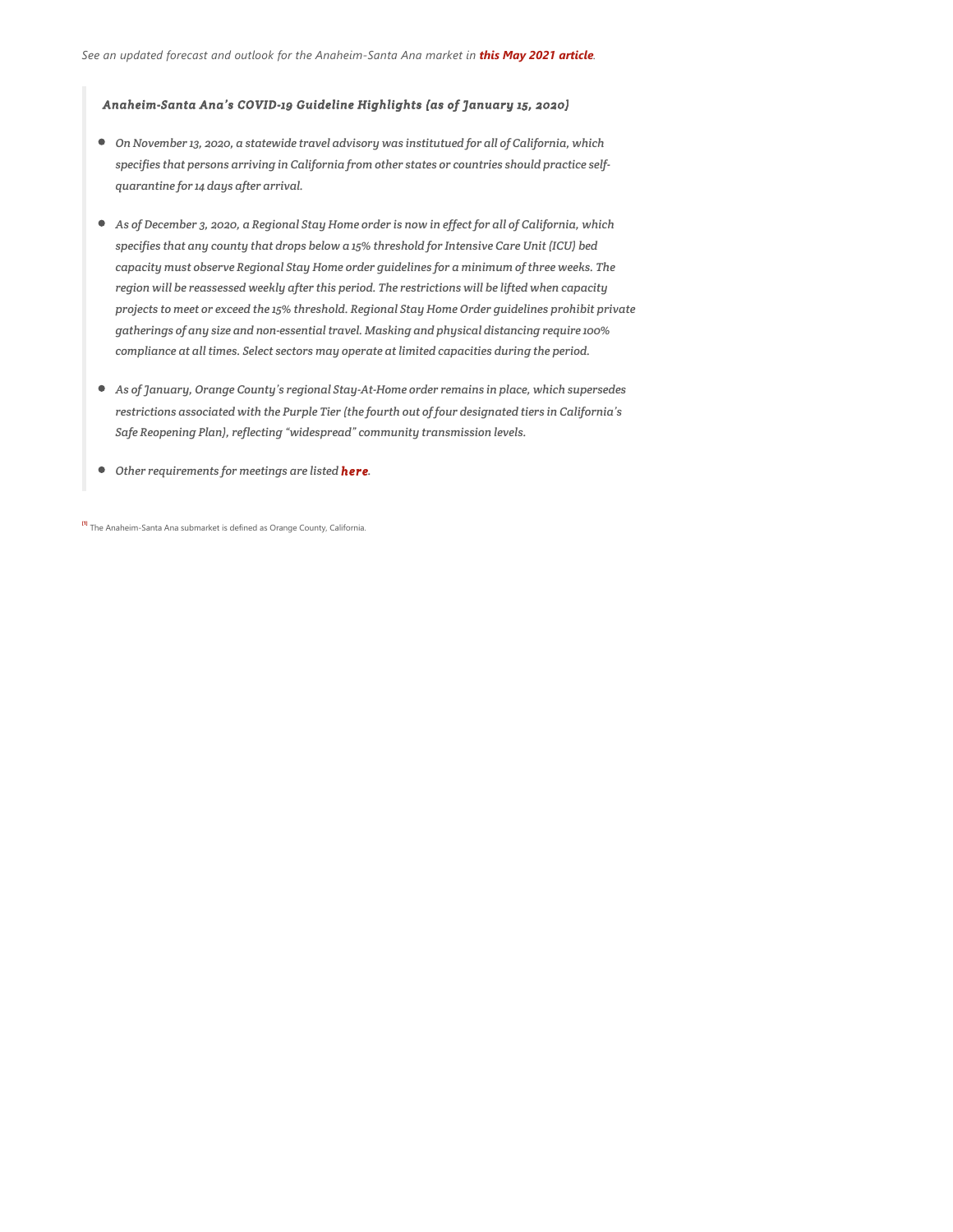*See an updated forecast and outlook for the Anaheim-Santa Ana market in* ***this May 2021 article****.*

> ***Anaheim-Santa Ana's COVID-19 Guideline Highlights (as of January 15, 2020)***
>
> - *On November 13, 2020, a statewide travel advisory was institutued for all of California, which specifies that persons arriving in California from other states or countries should practice self-quarantine for 14 days after arrival.*
> - *As of December 3, 2020, a Regional Stay Home order is now in effect for all of California, which specifies that any county that drops below a 15% threshold for Intensive Care Unit (ICU) bed capacity must observe Regional Stay Home order guidelines for a minimum of three weeks. The region will be reassessed weekly after this period. The restrictions will be lifted when capacity projects to meet or exceed the 15% threshold. Regional Stay Home Order guidelines prohibit private gatherings of any size and non-essential travel. Masking and physical distancing require 100% compliance at all times. Select sectors may operate at limited capacities during the period.*
> - *As of January, Orange County's regional Stay-At-Home order remains in place, which supersedes restrictions associated with the Purple Tier (the fourth out of four designated tiers in California's Safe Reopening Plan), reflecting "widespread" community transmission levels.*
> - *Other requirements for meetings are listed* ***here****.*

[1] The Anaheim-Santa Ana submarket is defined as Orange County, California.